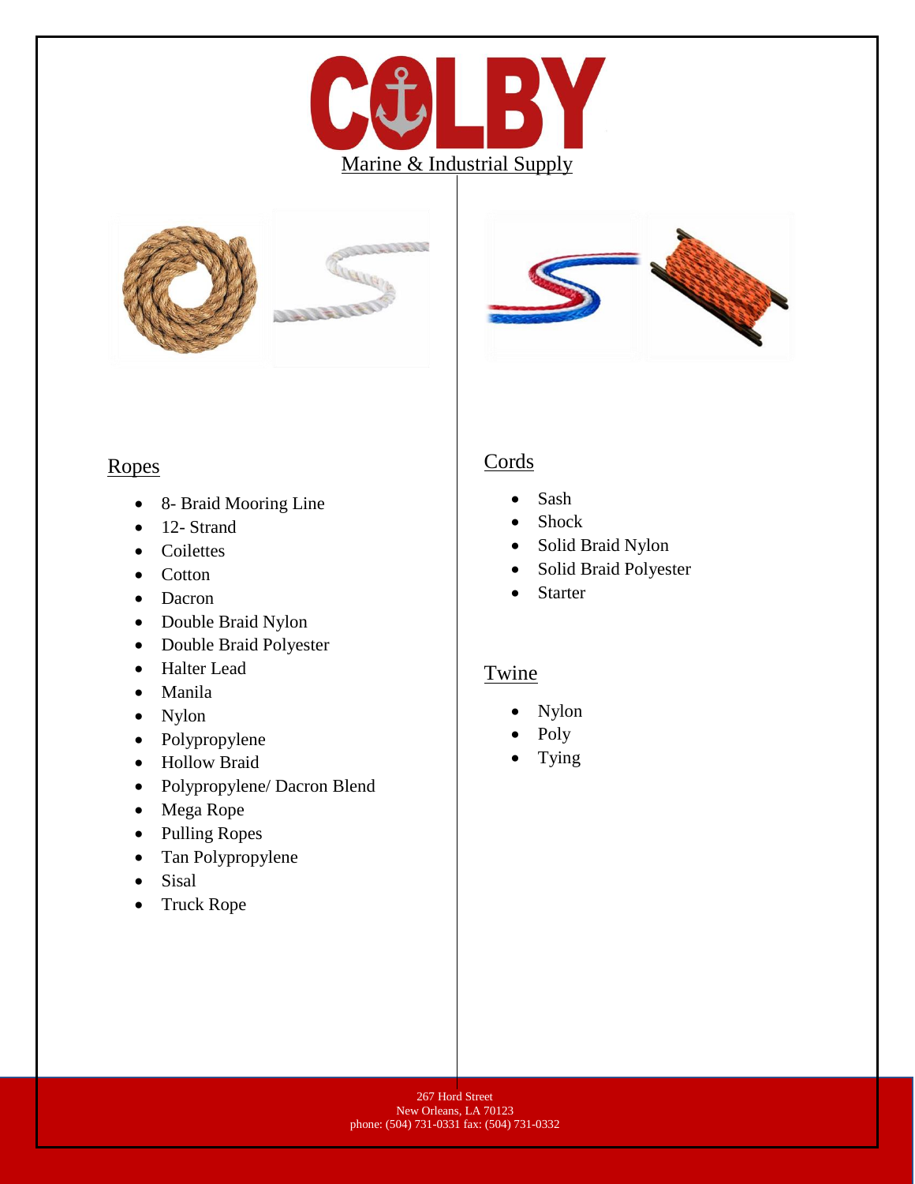# COLBY

Marine & Industrial Supply

## Ropes

- 8- Braid Mooring Line
- 12- Strand
- Coilettes
- Cotton
- Dacron
- Double Braid Nylon
- Double Braid Polyester
- Halter Lead
- Manila
- Nylon
- Polypropylene
- Hollow Braid
- Polypropylene/ Dacron Blend
- Mega Rope
- Pulling Ropes
- Tan Polypropylene
- Sisal
- Truck Rope

## Cords

- Sash
- Shock
- Solid Braid Nylon
- Solid Braid Polyester
- Starter

## Twine

- Nylon
- Poly
- Tying

267 Hord Street
New Orleans, LA 70123
phone: (504) 731-0331 fax: (504) 731-0332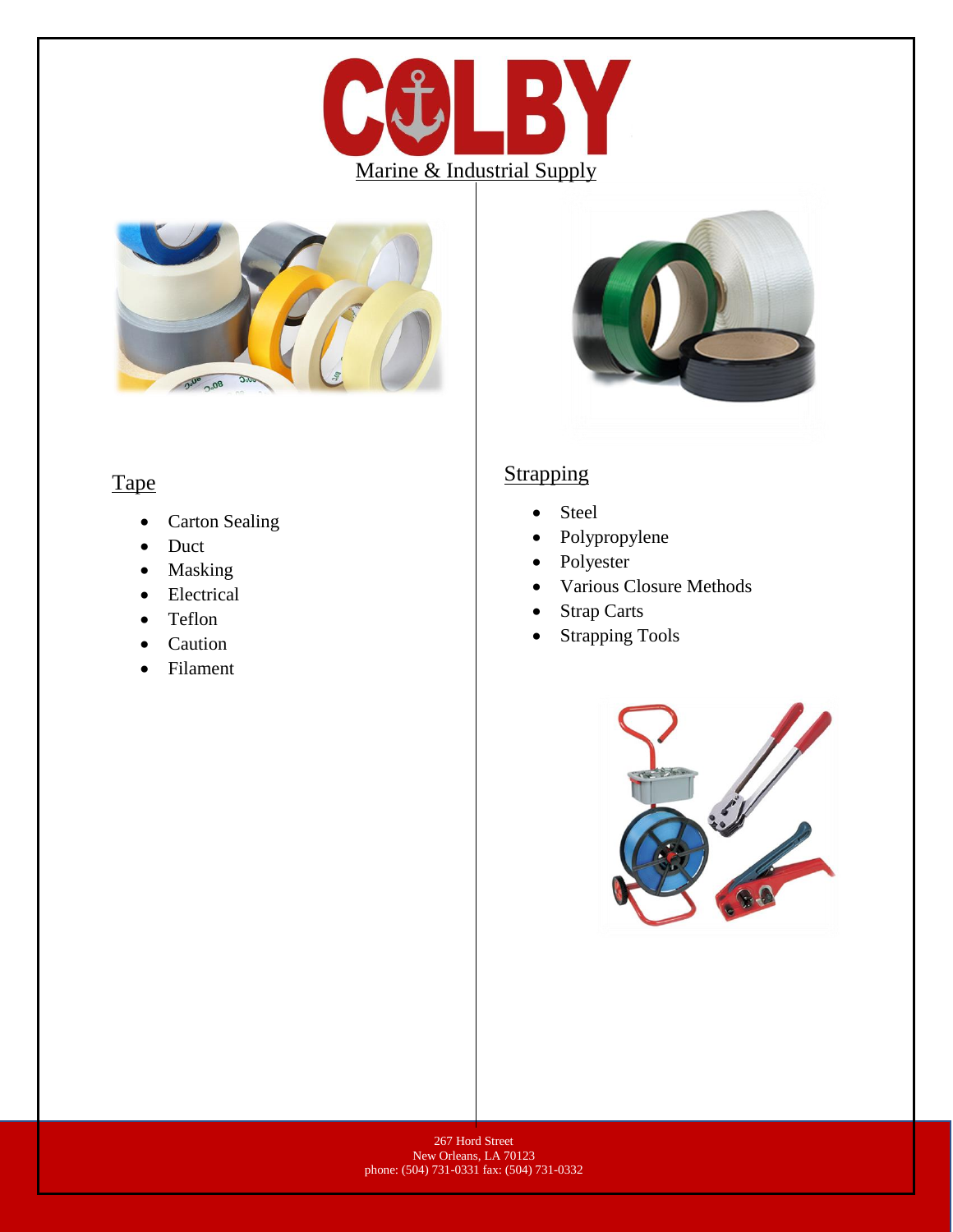# COLBY

Marine & Industrial Supply

## Tape

- Carton Sealing
- Duct
- Masking
- Electrical
- Teflon
- Caution
- Filament

## Strapping

- Steel
- Polypropylene
- Polyester
- Various Closure Methods
- Strap Carts
- Strapping Tools

267 Hord Street
New Orleans, LA 70123
phone: (504) 731-0331 fax: (504) 731-0332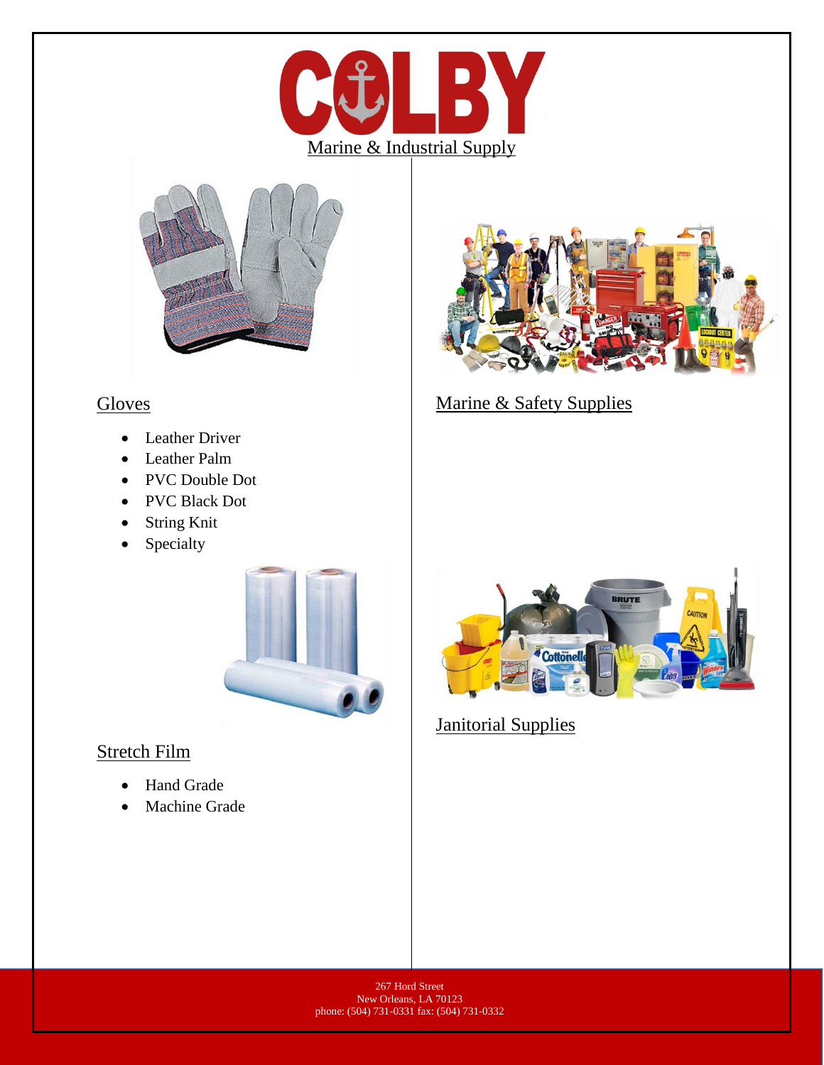# COLBY

Marine & Industrial Supply

## Gloves

- Leather Driver
- Leather Palm
- PVC Double Dot
- PVC Black Dot
- String Knit
- Specialty

## Stretch Film

- Hand Grade
- Machine Grade

## Marine & Safety Supplies

## Janitorial Supplies

267 Hord Street
New Orleans, LA 70123
phone: (504) 731-0331 fax: (504) 731-0332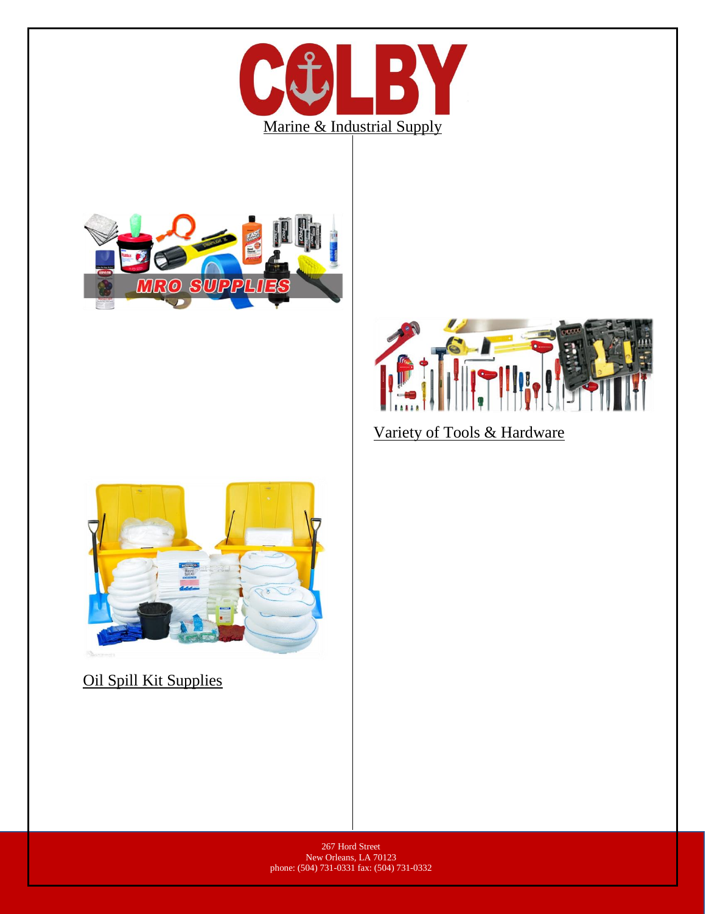# COLBY

Marine & Industrial Supply

Variety of Tools & Hardware

Oil Spill Kit Supplies

267 Hord Street
New Orleans, LA 70123
phone: (504) 731-0331 fax: (504) 731-0332